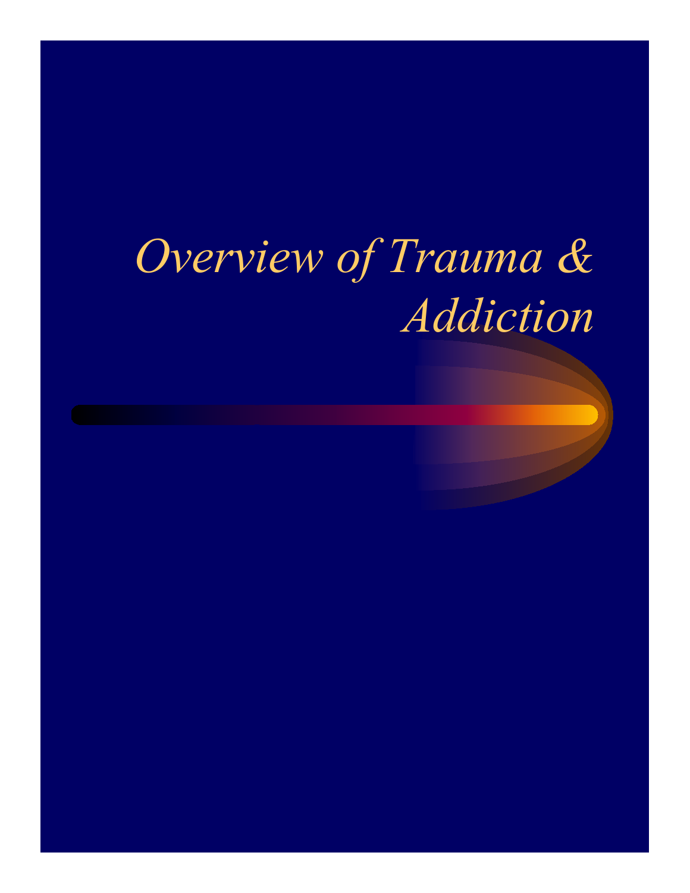# *Overview of Trauma & Addiction*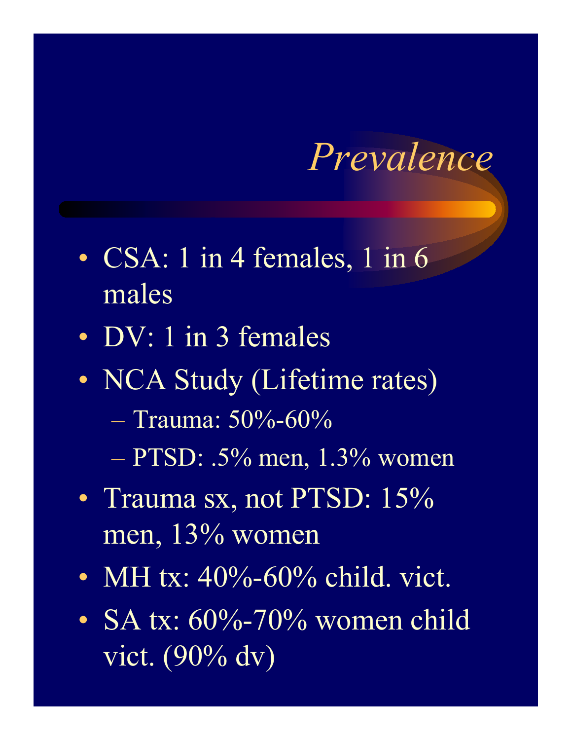# *Prevalence*

- CSA: 1 in 4 females, 1 in 6 males
- DV: 1 in 3 females
- NCA Study (Lifetime rates)
  - Trauma: 50%-60%
  - PTSD: .5% men, 1.3% women
- Trauma sx, not PTSD: 15% men, 13% women
- MH tx: 40%-60% child. vict.
- SA tx: 60%-70% women child vict. (90% dv)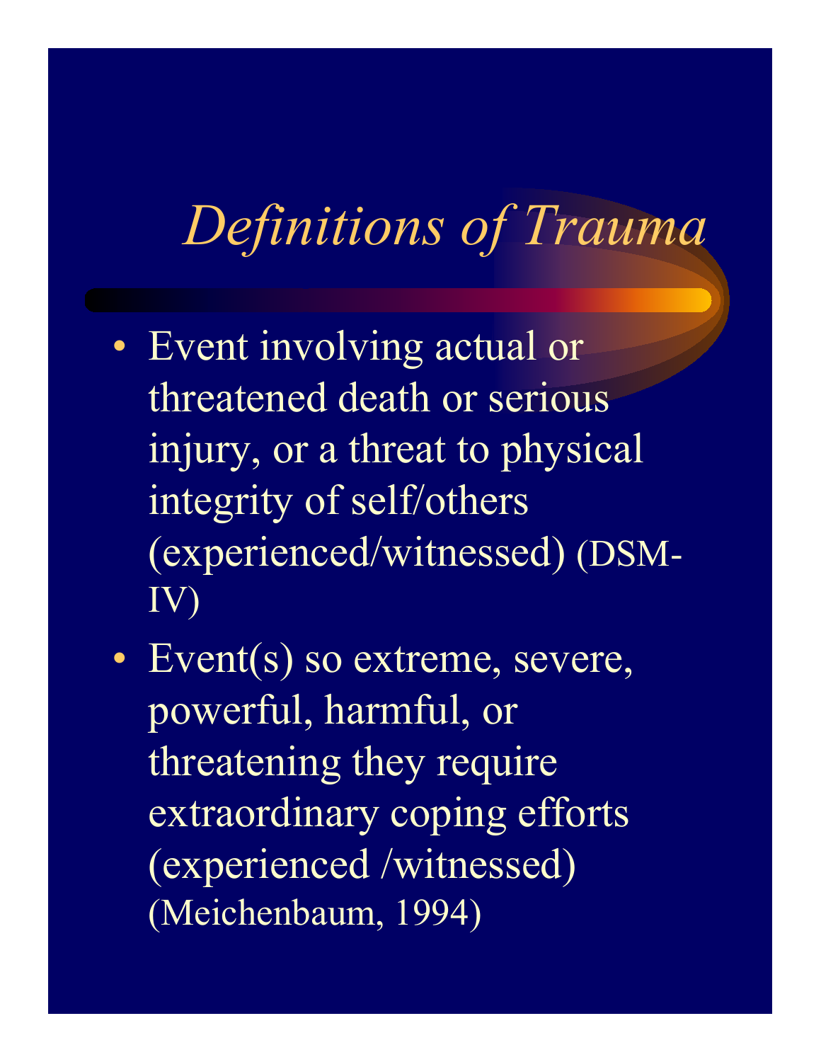# *Definitions of Trauma*

- Event involving actual or threatened death or serious injury, or a threat to physical integrity of self/others (experienced/witnessed) (DSM-IV)
- Event(s) so extreme, severe, powerful, harmful, or threatening they require extraordinary coping efforts (experienced /witnessed) (Meichenbaum, 1994)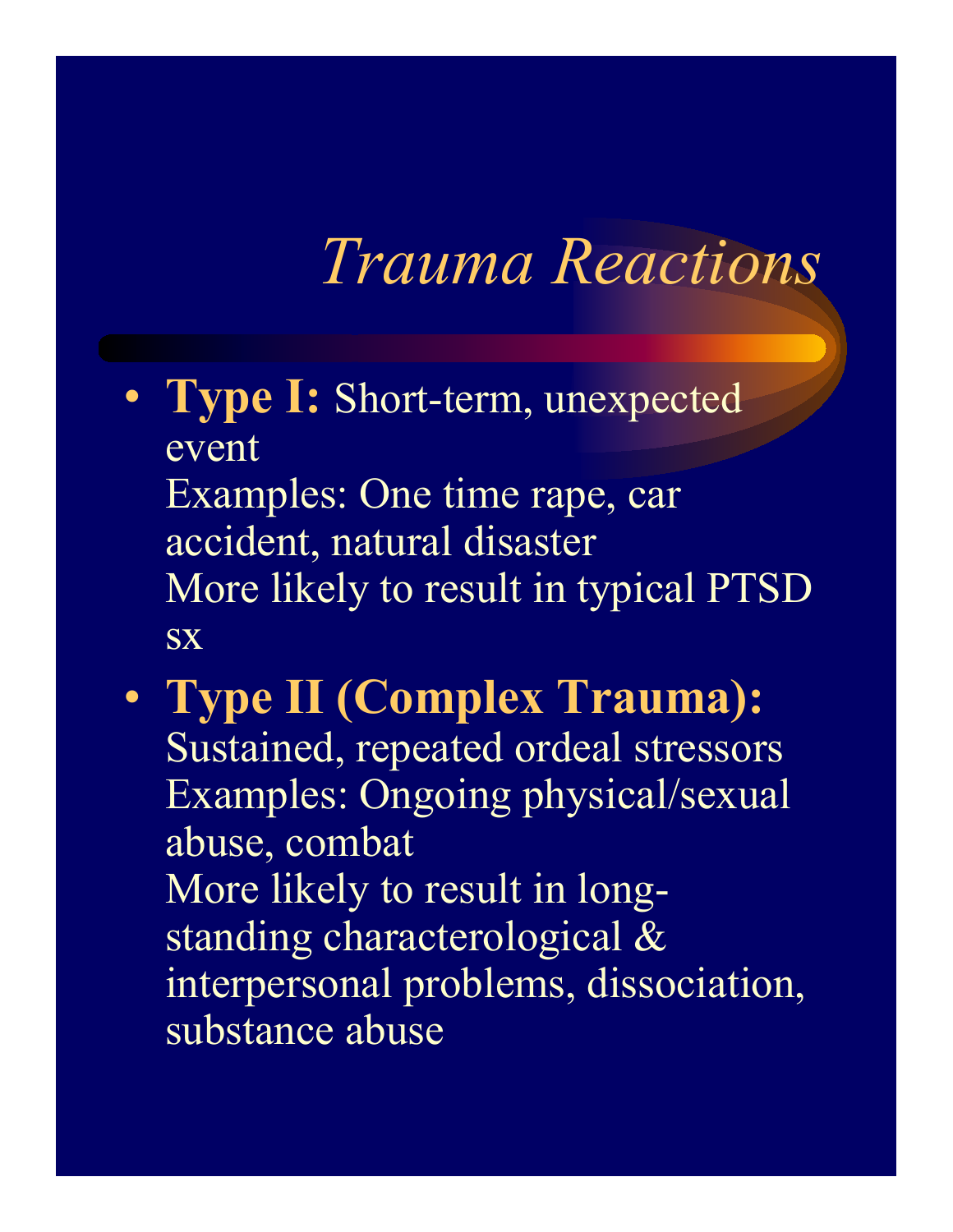# *Trauma Reactions*

- **Type I:** Short-term, unexpected event
  Examples: One time rape, car accident, natural disaster
  More likely to result in typical PTSD sx
- **Type II (Complex Trauma):** Sustained, repeated ordeal stressors
  Examples: Ongoing physical/sexual abuse, combat
  More likely to result in long-standing characterological & interpersonal problems, dissociation, substance abuse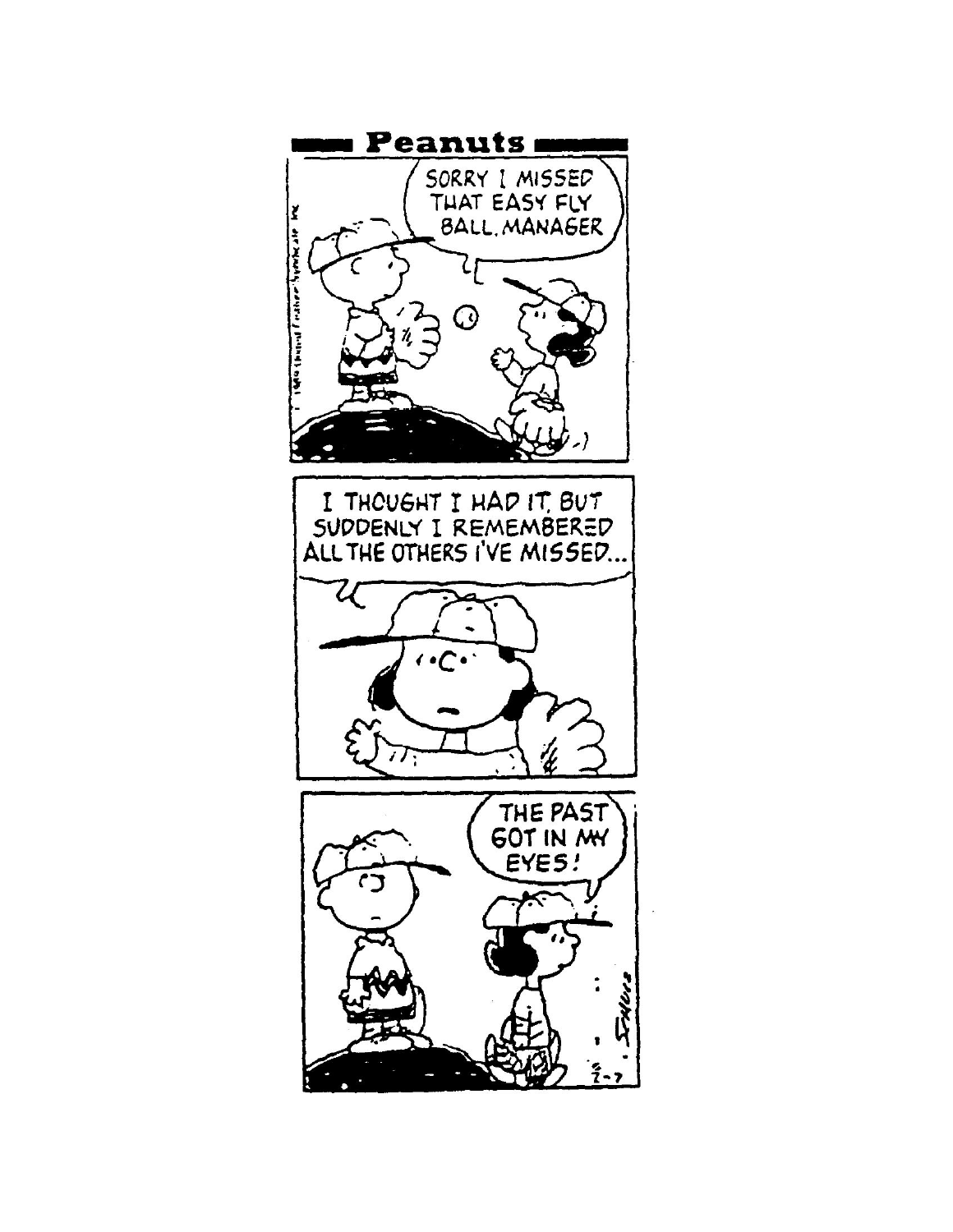# Peanuts

SORRY I MISSED THAT EASY FLY BALL, MANAGER

I THOUGHT I HAD IT, BUT SUDDENLY I REMEMBERED ALL THE OTHERS I'VE MISSED...

THE PAST GOT IN MY EYES!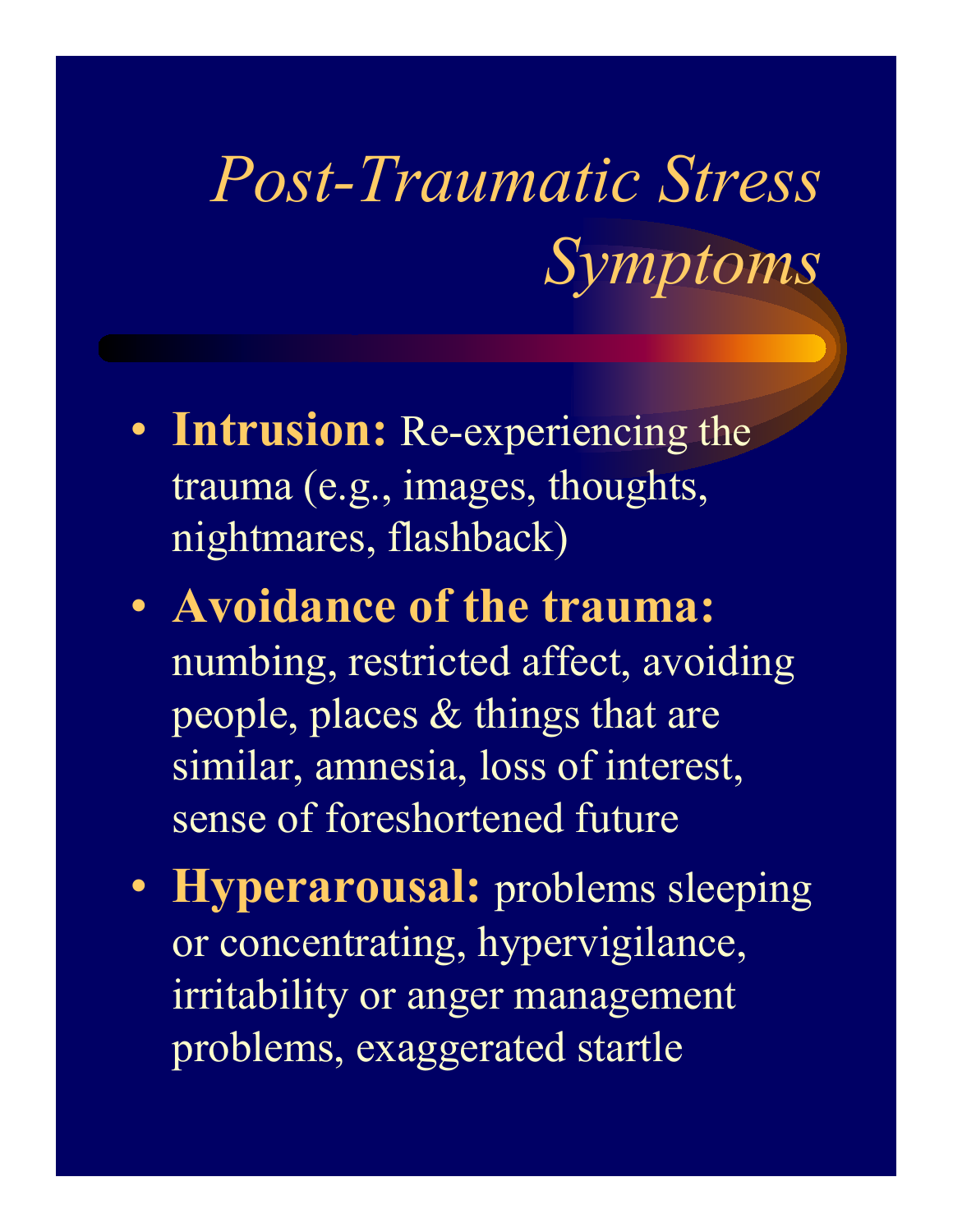# *Post-Traumatic Stress Symptoms*

- **Intrusion:** Re-experiencing the trauma (e.g., images, thoughts, nightmares, flashback)
- **Avoidance of the trauma:** numbing, restricted affect, avoiding people, places & things that are similar, amnesia, loss of interest, sense of foreshortened future
- **Hyperarousal:** problems sleeping or concentrating, hypervigilance, irritability or anger management problems, exaggerated startle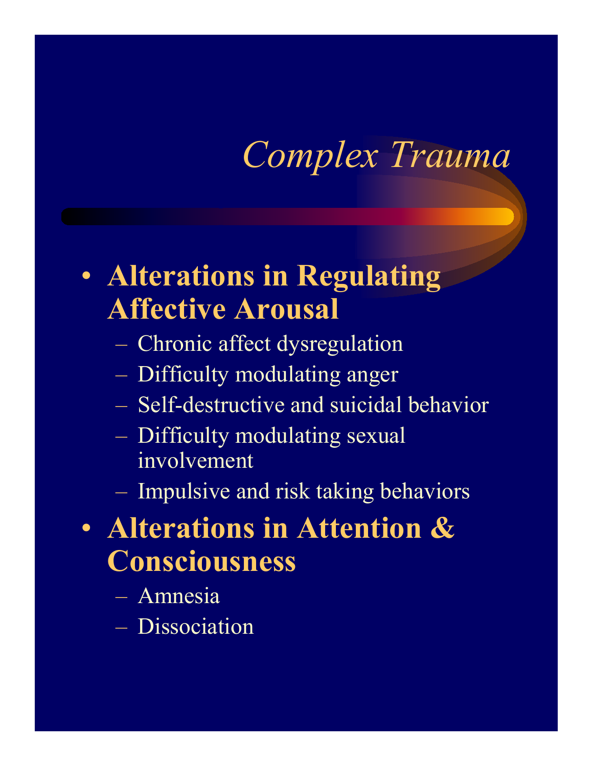# *Complex Trauma*

- **Alterations in Regulating Affective Arousal**
  - Chronic affect dysregulation
  - Difficulty modulating anger
  - Self-destructive and suicidal behavior
  - Difficulty modulating sexual involvement
  - Impulsive and risk taking behaviors
- **Alterations in Attention & Consciousness**
  - Amnesia
  - Dissociation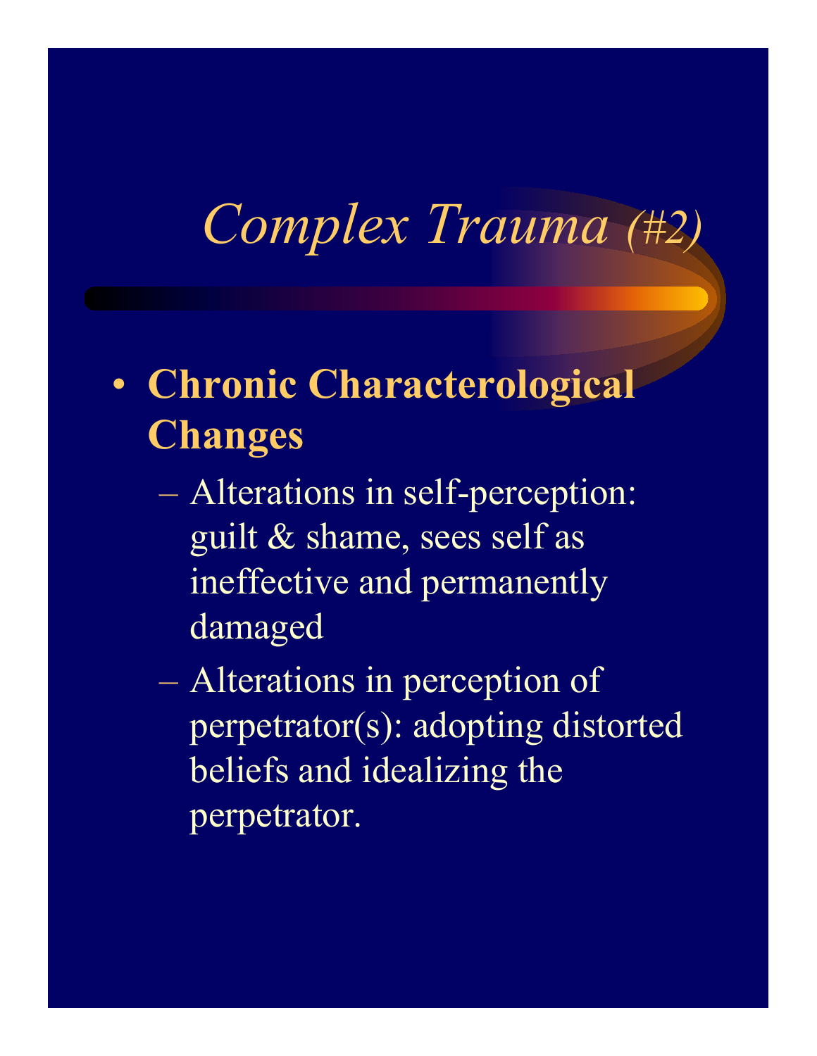# *Complex Trauma (#2)*

- **Chronic Characterological Changes**
  - Alterations in self-perception: guilt & shame, sees self as ineffective and permanently damaged
  - Alterations in perception of perpetrator(s): adopting distorted beliefs and idealizing the perpetrator.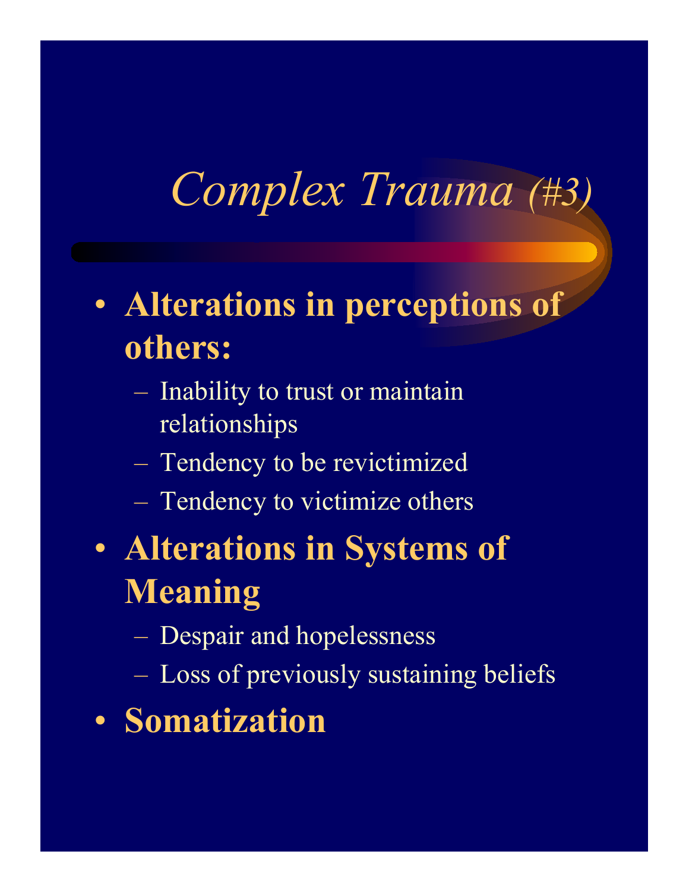# *Complex Trauma (#3)*

- **Alterations in perceptions of others:**
  - Inability to trust or maintain relationships
  - Tendency to be revictimized
  - Tendency to victimize others
- **Alterations in Systems of Meaning**
  - Despair and hopelessness
  - Loss of previously sustaining beliefs
- **Somatization**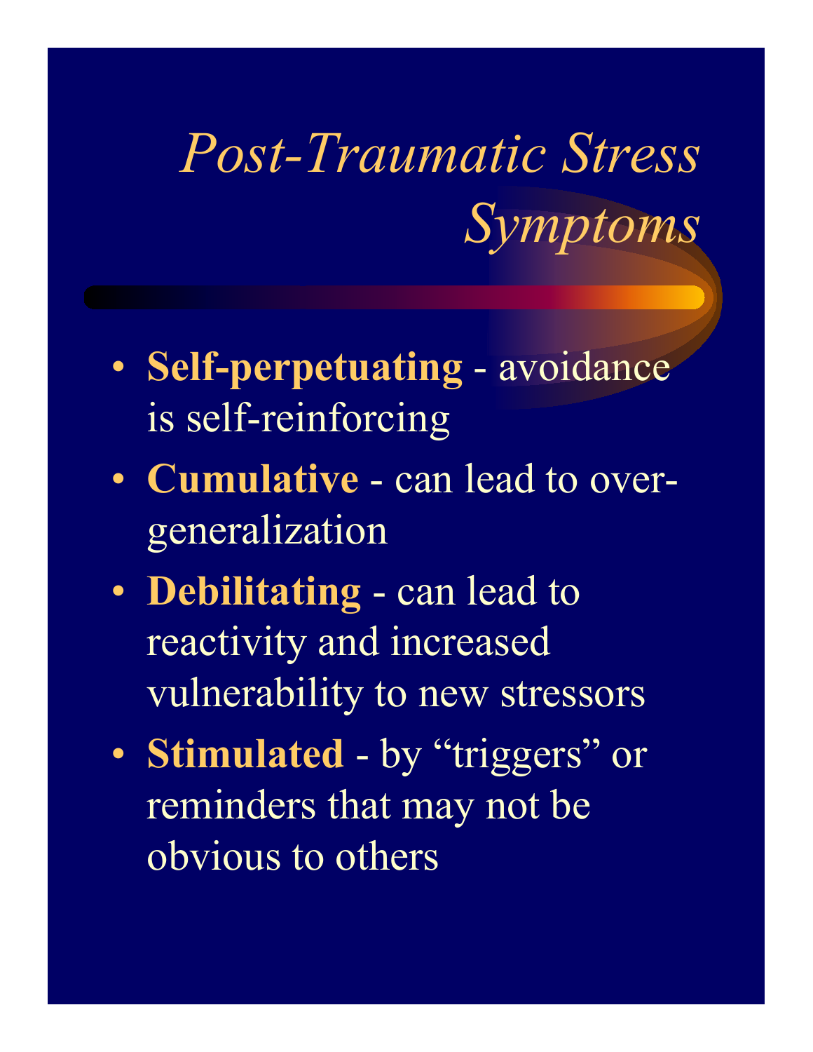# *Post-Traumatic Stress Symptoms*

- **Self-perpetuating** - avoidance is self-reinforcing
- **Cumulative** - can lead to over-generalization
- **Debilitating** - can lead to reactivity and increased vulnerability to new stressors
- **Stimulated** - by “triggers” or reminders that may not be obvious to others